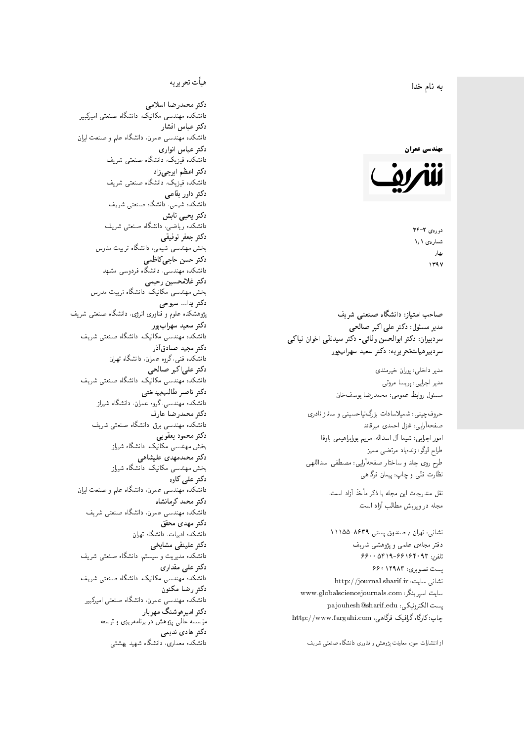به نام خدا

**مهندسی عمران**

**شریف**

دوره‌ی ۲-۳۴
شماره‌ی ۱/۱
بهار
۱۳۹۷

**صاحب امتیاز: دانشگاه صنعتی شریف**
**مدیر مسئول: دکتر علی‌اکبر صالحی**
**سردبیران: دکتر ابوالحسن وفائی- دکتر سیدتقی اخوان نیاکی**
**سردبیرهیأت‌تحریریه: دکتر سعید سهراب‌پور**

مدیر داخلی: پوران خیرمندی
مدیر اجرایی: پریسا مروتی
مسئول روابط عمومی: محمدرضا یوسف‌خان

حروف‌چینی: شمیلاسادات بزرگ‌نیاحسینی و ساناز نادری
صفحه‌آرایی: غزل احمدی میرقائد
امور اجرایی: شیما آل اسداله، مریم پورابراهیمی باوفا
طراح لوگو: زنده‌یاد مرتضی ممیز
طرح روی جلد و ساختار صفحه‌آرایی: مصطفی اسداللهی
نظارت فنّی و چاپ: پیمان فرگاهی

نقل مندرجات این مجله با ذکر مأخذ آزاد است.
مجله در ویرایش مطالب آزاد است.

نشانی: تهران / صندوق پستی ۸۶۳۹-۱۱۱۵۵
دفتر مجله‌ی علمی و پژوهشی شریف
تلفن: ۶۶۱۶۴۰۹۳-۶۶۰۰۵۴۱۹
پست تصویری: ۶۶۰۱۲۹۸۳
نشانی سایت: http://journal.sharif.ir
سایت اسپرینگر: www.globalsciencejournals.com
پست الکترونیکی: pajouhesh@sharif.edu
چاپ: کارگاه گرافیک فرگاهی، http://www.fargahi.com

از انتشارات حوزه معاونت پژوهش و فناوری دانشگاه صنعتی شریف

## هیأت تحریریه

**دکتر محمدرضا اسلامی**
دانشکده مهندسی مکانیک، دانشگاه صنعتی امیرکبیر
**دکتر عباس افشار**
دانشکده مهندسی عمران، دانشگاه علم و صنعت ایران
**دکتر عباس انواری**
دانشکده فیزیک، دانشگاه صنعتی شریف
**دکتر اعظم ایرجی‌زاد**
دانشکده فیزیک، دانشگاه صنعتی شریف
**دکتر داور بقاعی**
دانشکده شیمی، دانشگاه صنعتی شریف
**دکتر یحیی تابش**
دانشکده ریاضی، دانشگاه صنعتی شریف
**دکتر جعفر توفیقی**
بخش مهندسی شیمی، دانشگاه تربیت مدرس
**دکتر حسن حاجی‌کاظمی**
دانشکده مهندسی، دانشگاه فردوسی مشهد
**دکتر غلامحسین رحیمی**
بخش مهندسی مکانیک، دانشگاه تربیت مدرس
**دکتر یدا... سبوحی**
پژوهشکده علوم و فناوری انرژی، دانشگاه صنعتی شریف
**دکتر سعید سهراب‌پور**
دانشکده مهندسی مکانیک، دانشگاه صنعتی شریف
**دکتر مجید صادق‌آذر**
دانشکده فنی، گروه عمران، دانشگاه تهران
**دکتر علی‌اکبر صالحی**
دانشکده مهندسی مکانیک، دانشگاه صنعتی شریف
**دکتر ناصر طالب‌بیدختی**
دانشکده مهندسی، گروه عمران، دانشگاه شیراز
**دکتر محمدرضا عارف**
دانشکده مهندسی برق، دانشگاه صنعتی شریف
**دکتر محمود یعقوبی**
بخش مهندسی مکانیک، دانشگاه شیراز
**دکتر محمدمهدی علیشاهی**
بخش مهندسی مکانیک، دانشگاه شیراز
**دکتر علی کاوه**
دانشکده مهندسی عمران، دانشگاه علم و صنعت ایران
**دکتر محمد کرمانشاه**
دانشکده مهندسی عمران، دانشگاه صنعتی شریف
**دکتر مهدی محقق**
دانشکده ادبیات، دانشگاه تهران
**دکتر علینقی مشایخی**
دانشکده مدیریت و سیستم، دانشگاه صنعتی شریف
**دکتر علی مقداری**
دانشکده مهندسی مکانیک، دانشگاه صنعتی شریف
**دکتر رضا مکنون**
دانشکده مهندسی عمران، دانشگاه صنعتی امیرکبیر
**دکتر امیرهوشنگ مهریار**
مؤسسه عالی پژوهش در برنامه‌ریزی و توسعه
**دکتر هادی ندیمی**
دانشکده معماری، دانشگاه شهید بهشتی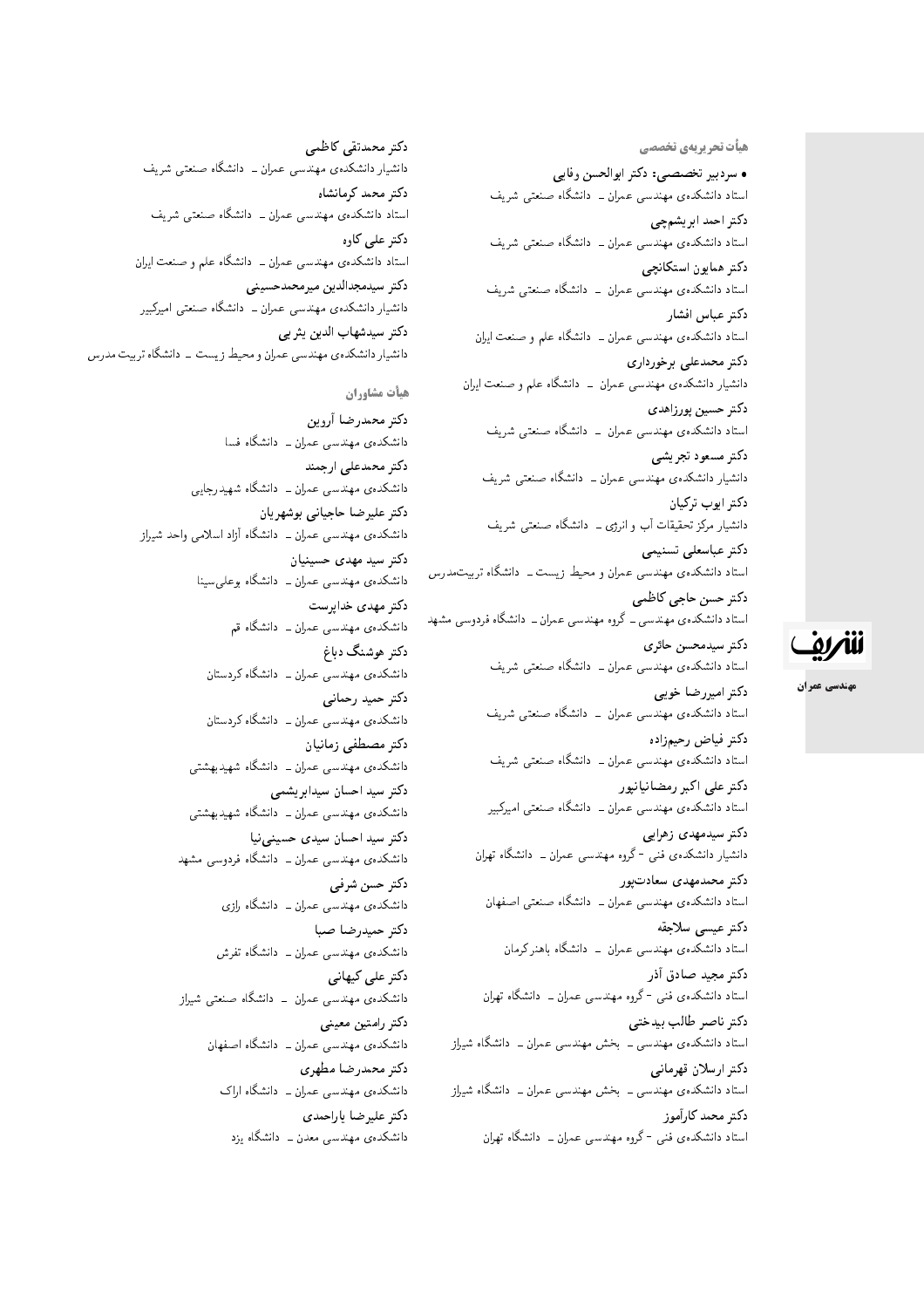## هیأت تحریریه‌ی تخصصی

• **سردبیر تخصصی: دکتر ابوالحسن وفایی**
استاد دانشکده‌ی مهندسی عمران ــ دانشگاه صنعتی شریف

**دکتر احمد ابریشمچی**
استاد دانشکده‌ی مهندسی عمران ــ دانشگاه صنعتی شریف

**دکتر همایون استکانچی**
استاد دانشکده‌ی مهندسی عمران ــ دانشگاه صنعتی شریف

**دکتر عباس افشار**
استاد دانشکده‌ی مهندسی عمران ــ دانشگاه علم و صنعت ایران

**دکتر محمدعلی برخورداری**
دانشیار دانشکده‌ی مهندسی عمران ــ دانشگاه علم و صنعت ایران

**دکتر حسین پورزاهدی**
استاد دانشکده‌ی مهندسی عمران ــ دانشگاه صنعتی شریف

**دکتر مسعود تجریشی**
دانشیار دانشکده‌ی مهندسی عمران ــ دانشگاه صنعتی شریف

**دکتر ایوب ترکیان**
دانشیار مرکز تحقیقات آب و انرژی ــ دانشگاه صنعتی شریف

**دکتر عباسعلی تسنیمی**
استاد دانشکده‌ی مهندسی عمران و محیط زیست ــ دانشگاه تربیت‌مدرس

**دکتر حسن حاجی کاظمی**
استاد دانشکده‌ی مهندسی ــ گروه مهندسی عمران ــ دانشگاه فردوسی مشهد

**دکتر سیدمحسن حائری**
استاد دانشکده‌ی مهندسی عمران ــ دانشگاه صنعتی شریف

**دکتر امیررضا خویی**
استاد دانشکده‌ی مهندسی عمران ــ دانشگاه صنعتی شریف

**دکتر فیاض رحیم‌زاده**
استاد دانشکده‌ی مهندسی عمران ــ دانشگاه صنعتی شریف

**دکتر علی اکبر رمضانیانپور**
استاد دانشکده‌ی مهندسی عمران ــ دانشگاه صنعتی امیرکبیر

**دکتر سیدمهدی زهرایی**
دانشیار دانشکده‌ی فنی - گروه مهندسی عمران ــ دانشگاه تهران

**دکتر محمدمهدی سعادت‌پور**
استاد دانشکده‌ی مهندسی عمران ــ دانشگاه صنعتی اصفهان

**دکتر عیسی سلاجقه**
استاد دانشکده‌ی مهندسی عمران ــ دانشگاه باهنر کرمان

**دکتر مجید صادق آذر**
استاد دانشکده‌ی فنی - گروه مهندسی عمران ــ دانشگاه تهران

**دکتر ناصر طالب بیدختی**
استاد دانشکده‌ی مهندسی ــ بخش مهندسی عمران ــ دانشگاه شیراز

**دکتر ارسلان قهرمانی**
استاد دانشکده‌ی مهندسی ــ بخش مهندسی عمران ــ دانشگاه شیراز

**دکتر محمد کارآموز**
استاد دانشکده‌ی فنی - گروه مهندسی عمران ــ دانشگاه تهران

**دکتر محمدتقی کاظمی**
دانشیار دانشکده‌ی مهندسی عمران ــ دانشگاه صنعتی شریف

**دکتر محمد کرمانشاه**
استاد دانشکده‌ی مهندسی عمران ــ دانشگاه صنعتی شریف

**دکتر علی کاوه**
استاد دانشکده‌ی مهندسی عمران ــ دانشگاه علم و صنعت ایران

**دکتر سیدمجدالدین میرمحمدحسینی**
دانشیار دانشکده‌ی مهندسی عمران ــ دانشگاه صنعتی امیرکبیر

**دکتر سیدشهاب الدین یثربی**
دانشیار دانشکده‌ی مهندسی عمران و محیط زیست ــ دانشگاه تربیت مدرس

## هیأت مشاوران

**دکتر محمدرضا آروین**
دانشکده‌ی مهندسی عمران ــ دانشگاه فسا

**دکتر محمدعلی ارجمند**
دانشکده‌ی مهندسی عمران ــ دانشگاه شهیدرجایی

**دکتر علیرضا حاجیانی بوشهریان**
دانشکده‌ی مهندسی عمران ــ دانشگاه آزاد اسلامی واحد شیراز

**دکتر سید مهدی حسینیان**
دانشکده‌ی مهندسی عمران ــ دانشگاه بوعلی‌سینا

**دکتر مهدی خداپرست**
دانشکده‌ی مهندسی عمران ــ دانشگاه قم

**دکتر هوشنگ دباغ**
دانشکده‌ی مهندسی عمران ــ دانشگاه کردستان

**دکتر حمید رحمانی**
دانشکده‌ی مهندسی عمران ــ دانشگاه کردستان

**دکتر مصطفی زمانیان**
دانشکده‌ی مهندسی عمران ــ دانشگاه شهیدبهشتی

**دکتر سید احسان سیدابریشمی**
دانشکده‌ی مهندسی عمران ــ دانشگاه شهیدبهشتی

**دکتر سید احسان سیدی حسینی‌نیا**
دانشکده‌ی مهندسی عمران ــ دانشگاه فردوسی مشهد

**دکتر حسن شرفی**
دانشکده‌ی مهندسی عمران ــ دانشگاه رازی

**دکتر حمیدرضا صبا**
دانشکده‌ی مهندسی عمران ــ دانشگاه تفرش

**دکتر علی کیهانی**
دانشکده‌ی مهندسی عمران ــ دانشگاه صنعتی شیراز

**دکتر رامتین معینی**
دانشکده‌ی مهندسی عمران ــ دانشگاه اصفهان

**دکتر محمدرضا مطهری**
دانشکده‌ی مهندسی عمران ــ دانشگاه اراک

**دکتر علیرضا یاراحمدی**
دانشکده‌ی مهندسی معدن ــ دانشگاه یزد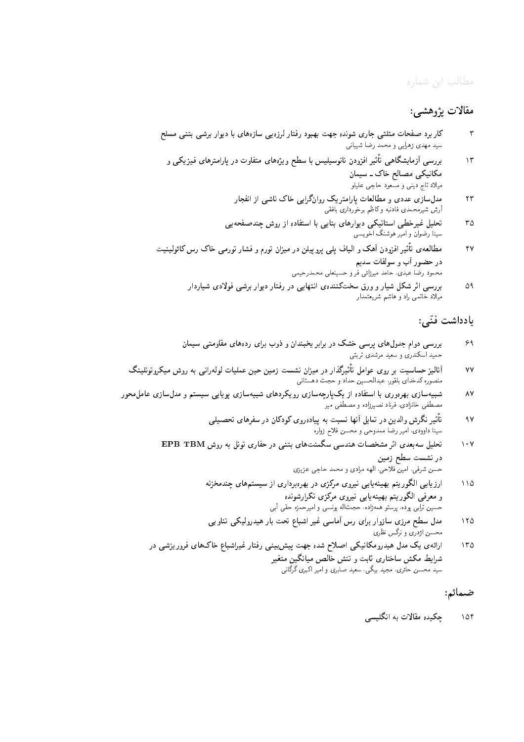## مطالب این شماره

### مقالات پژوهشی:

۳ **کاربرد صفحات مثلثی جاری شونده جهت بهبود رفتار لرزه‌یی سازه‌های با دیوار برشی بتنی مسلح**
سید مهدی زهرایی و محمد رضا شیبانی

۱۳ **بررسی آزمایشگاهی تأثیر افزودن نانوسیلیس با سطح ویژه‌های متفاوت در پارامترهای فیزیکی و مکانیکی مصالح خاک ـ سیمان**
میلاد تاج دینی و مسعود حاجی علیلو

۲۳ **مدل‌سازی عددی و مطالعات پارامتریک روان‌گرایی خاک ناشی از انفجار**
آرش شیرمحمدی فادنبه و کاظم برخورداری بافقی

۳۵ **تحلیل غیرخطی استاتیکی دیوارهای بنایی با استفاده از روش چندصفحه‌یی**
سینا رضوان و امیر هوشنگ اخویسی

۴۷ **مطالعه‌ی تأثیر افزودن آهک و الیاف پلی پروپیلن در میزان تورم و فشار تورمی خاک رس کائولینیت در حضور آب و سولفات سدیم**
محمود رضا عبدی، حامد میرزائی فر و حسینعلی محمدرحیمی

۵۹ **بررسی اثر شکل شیار و ورق سخت‌کننده‌ی انتهایی در رفتار دیوار برشی فولادی شیاردار**
میلاد خاتمی راد و هاشم شریعتمدار

### یادداشت فنّی:

۶۹ **بررسی دوام جدول‌های پرسی خشک در برابر یخبندان و ذوب برای رده‌های مقاومتی سیمان**
حمید اسکندری و سعید مرشدی تربتی

۷۷ **آنالیز حساسیت بر روی عوامل تأثیرگذار در میزان نشست زمین حین عملیات لوله‌رانی به روش میکروتونلینگ**
منصوره کدخدای بلقور، عبدالحسین حداد و حجت دهستانی

۸۷ **شبیه‌سازی بهره‌وری با استفاده از یک‌پارچه‌سازی رویکردهای شبیه‌سازی پویایی سیستم و مدل‌سازی عامل‌محور**
مصطفی خانزادی، فرناد نصیرزاده و مصطفی میر

۹۷ **تأثیر نگرش والدین در تمایل آنها نسبت به پیاده‌روی کودکان در سفرهای تحصیلی**
سینا داوودی، امیر رضا ممدوحی و محسن فلاح زواره

۱۰۷ **تحلیل سه‌بعدی اثر مشخصات هندسی سگمنت‌های بتنی در حفاری تونل به روش EPB TBM در نشست سطح زمین**
حسن شرفی، امین فلاحی، الهه مرادی و محمد حاجی عزیزی

۱۱۵ **ارزیابی الگوریتم بهینه‌یابی نیروی مرکزی در بهره‌برداری از سیستم‌های چندمخزنه و معرفی الگوریتم بهینه‌یابی نیروی مرکزی تکرارشونده**
حسین ترابی پوده، پرستو همه‌زاده، حجت‌اله یونسی و امیرحمزه حقی آبی

۱۲۵ **مدل سطح مرزی سازوار برای رس آماسی غیر اشباع تحت بار هیدرولیکی تناوبی**
محسن اژدری و نرگس نظری

۱۳۵ **ارائه‌ی یک مدل هیدرومکانیکی اصلاح شده جهت پیش‌بینی رفتار غیراشباع خاک‌های فروریزشی در شرایط مکش ساختاری ثابت و تنش خالص میانگین متغیر**
سید محسن حائری، مجید بیگی، سعید صابری و امیر اکبری گرگانی

### ضمائم:

۱۵۴ **چکیده مقالات به انگلیسی**